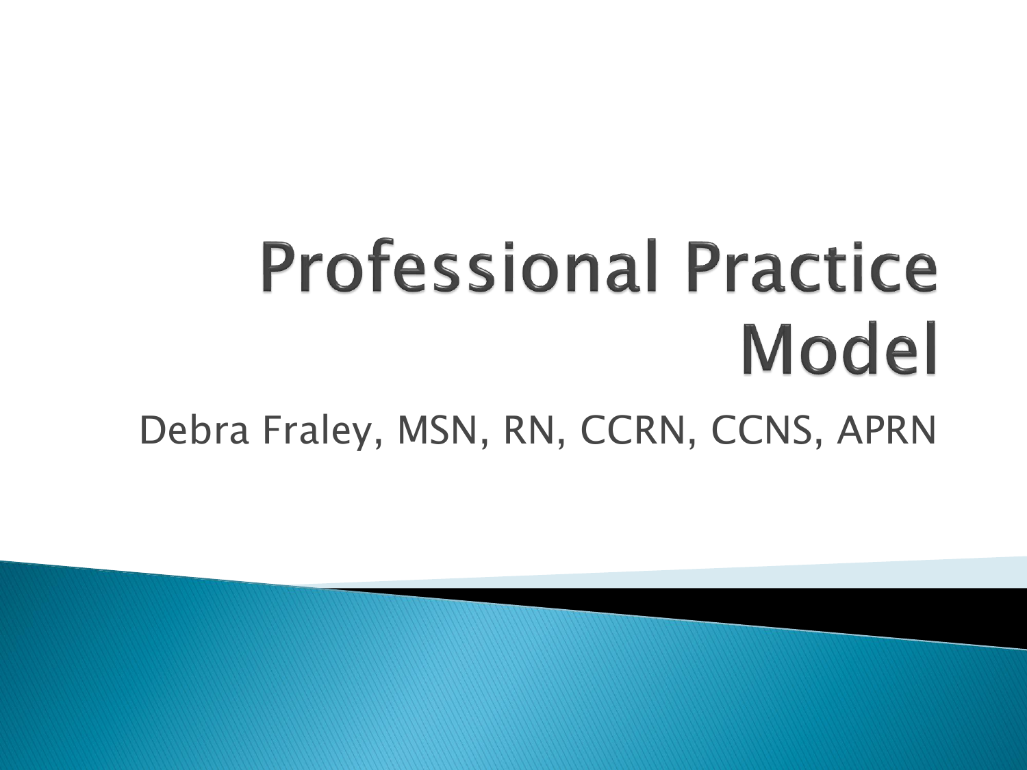# Professional Practice Model

Debra Fraley, MSN, RN, CCRN, CCNS, APRN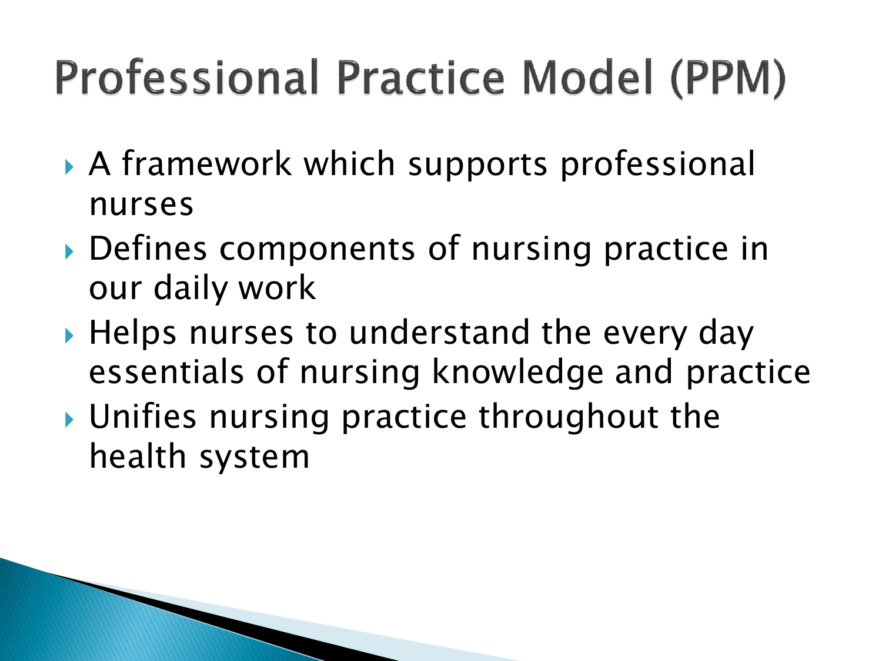# Professional Practice Model (PPM)

- A framework which supports professional nurses
- Defines components of nursing practice in our daily work
- Helps nurses to understand the every day essentials of nursing knowledge and practice
- Unifies nursing practice throughout the health system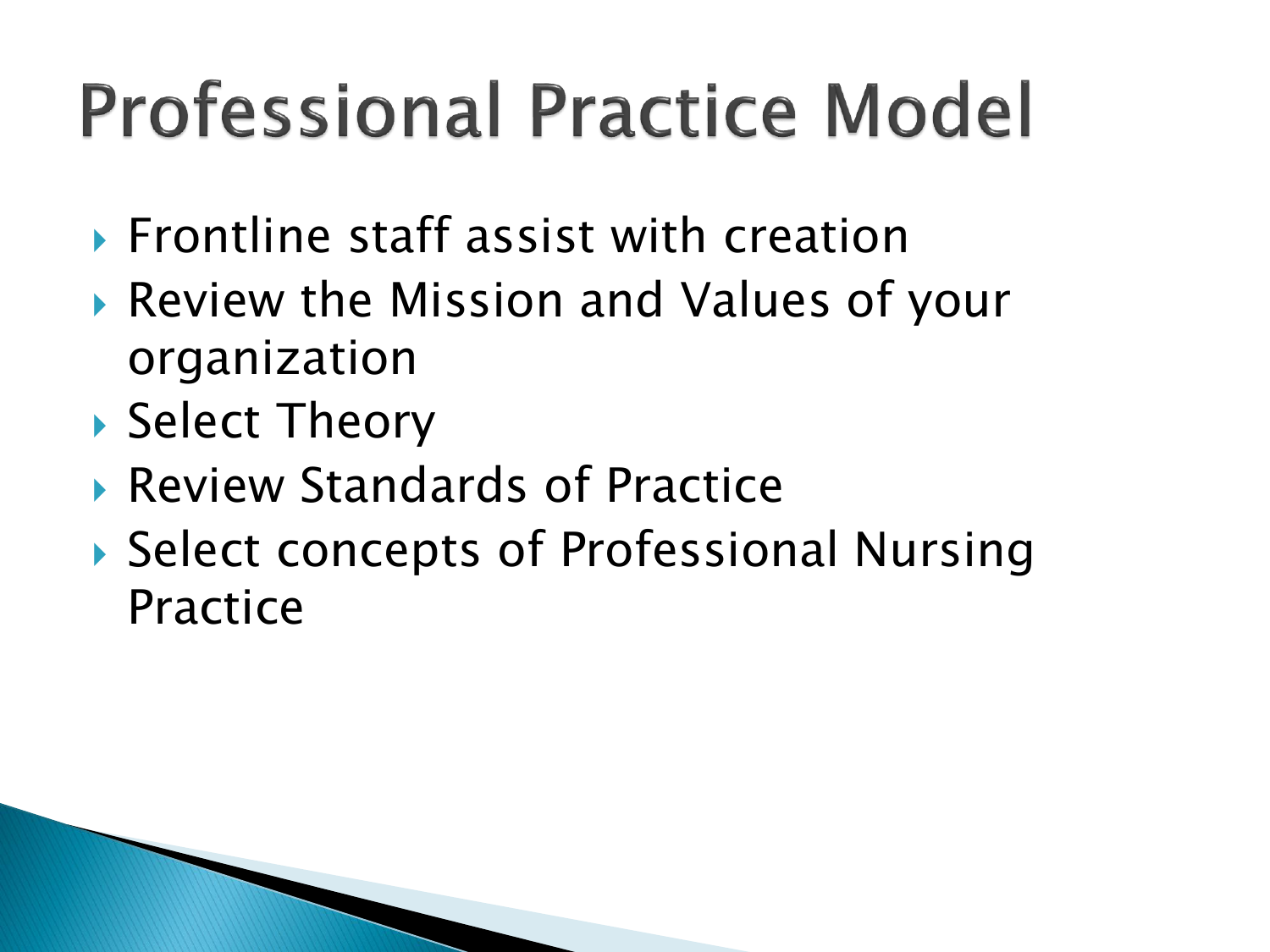# Professional Practice Model

- Frontline staff assist with creation
- Review the Mission and Values of your organization
- Select Theory
- Review Standards of Practice
- Select concepts of Professional Nursing Practice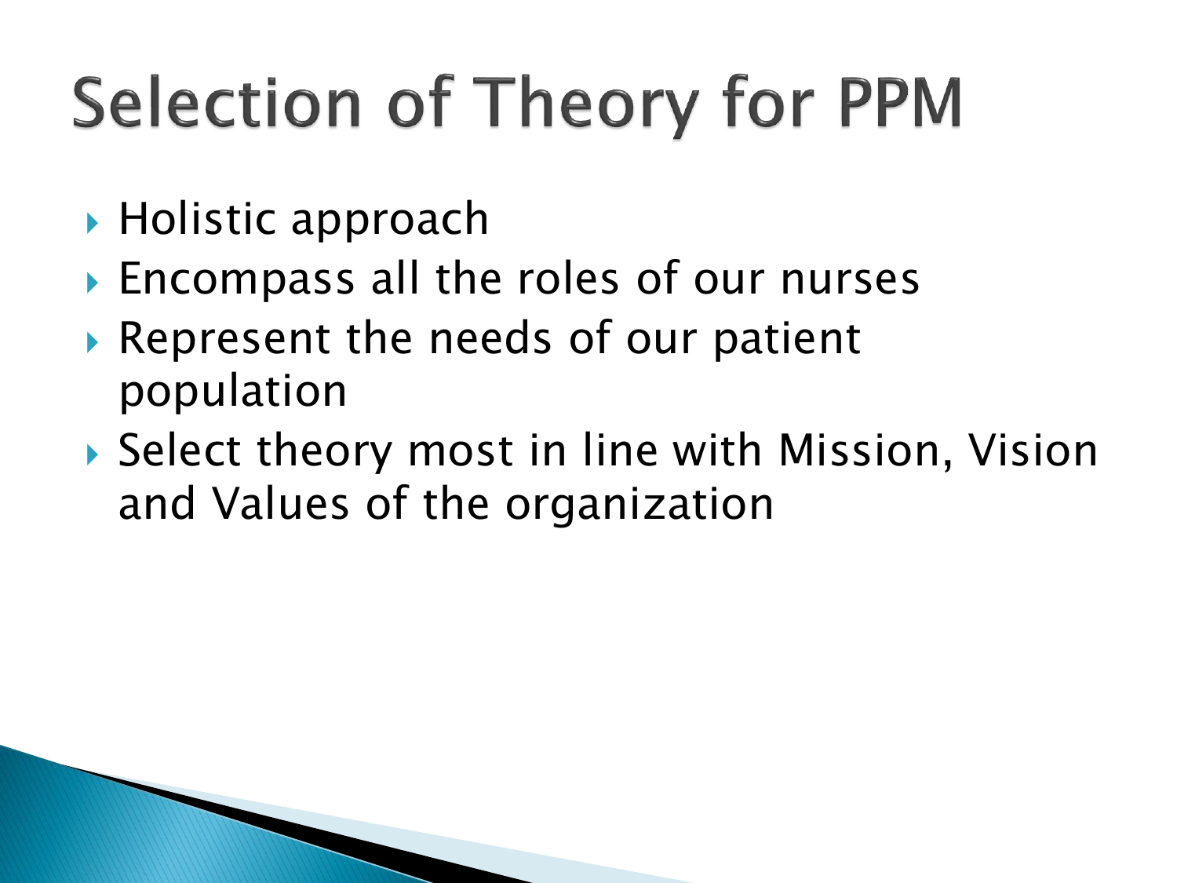# Selection of Theory for PPM

- Holistic approach
- Encompass all the roles of our nurses
- Represent the needs of our patient population
- Select theory most in line with Mission, Vision and Values of the organization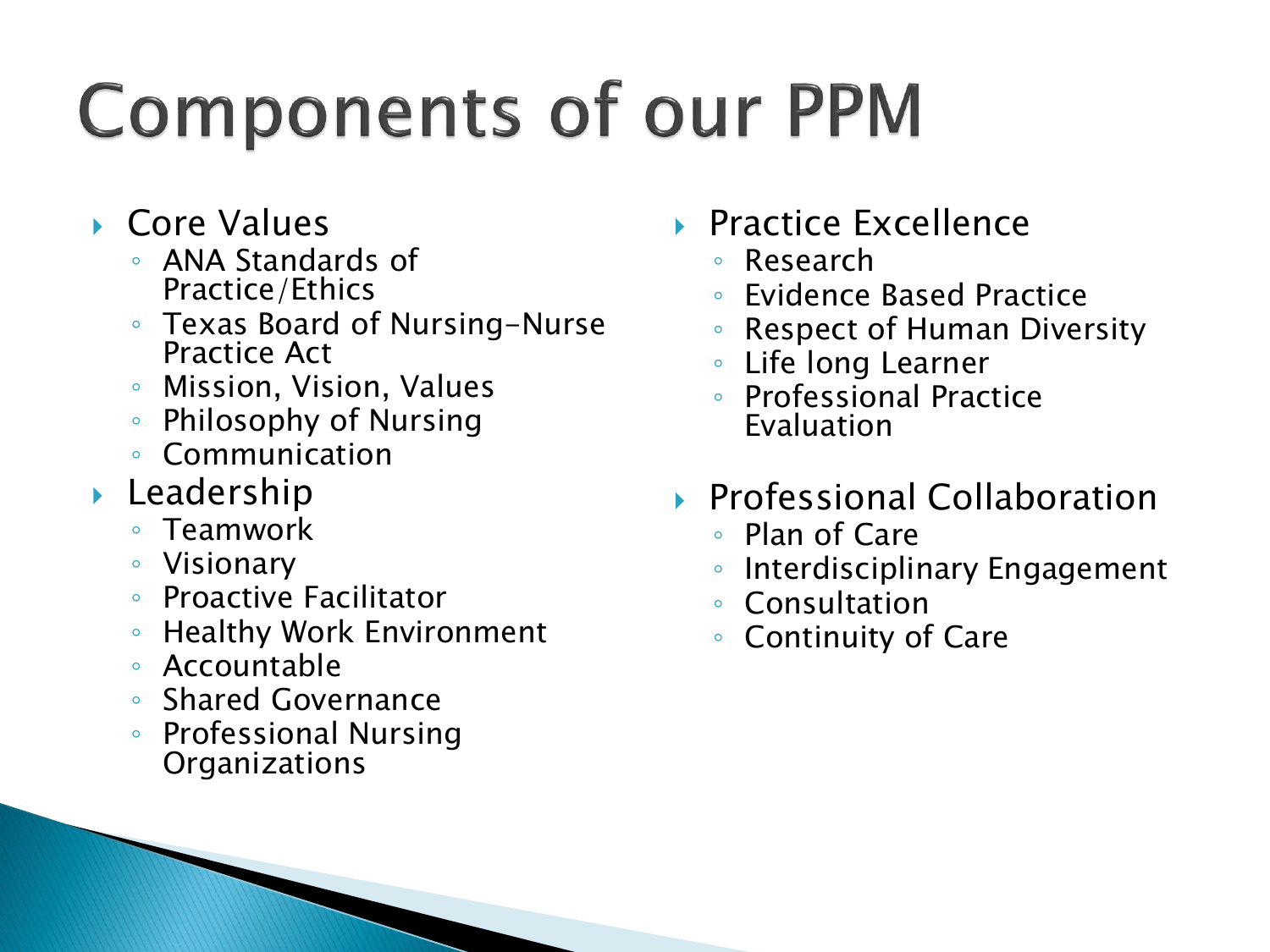# Components of our PPM

- Core Values
  - ANA Standards of Practice/Ethics
  - Texas Board of Nursing-Nurse Practice Act
  - Mission, Vision, Values
  - Philosophy of Nursing
  - Communication
- Leadership
  - Teamwork
  - Visionary
  - Proactive Facilitator
  - Healthy Work Environment
  - Accountable
  - Shared Governance
  - Professional Nursing Organizations
- Practice Excellence
  - Research
  - Evidence Based Practice
  - Respect of Human Diversity
  - Life long Learner
  - Professional Practice Evaluation
- Professional Collaboration
  - Plan of Care
  - Interdisciplinary Engagement
  - Consultation
  - Continuity of Care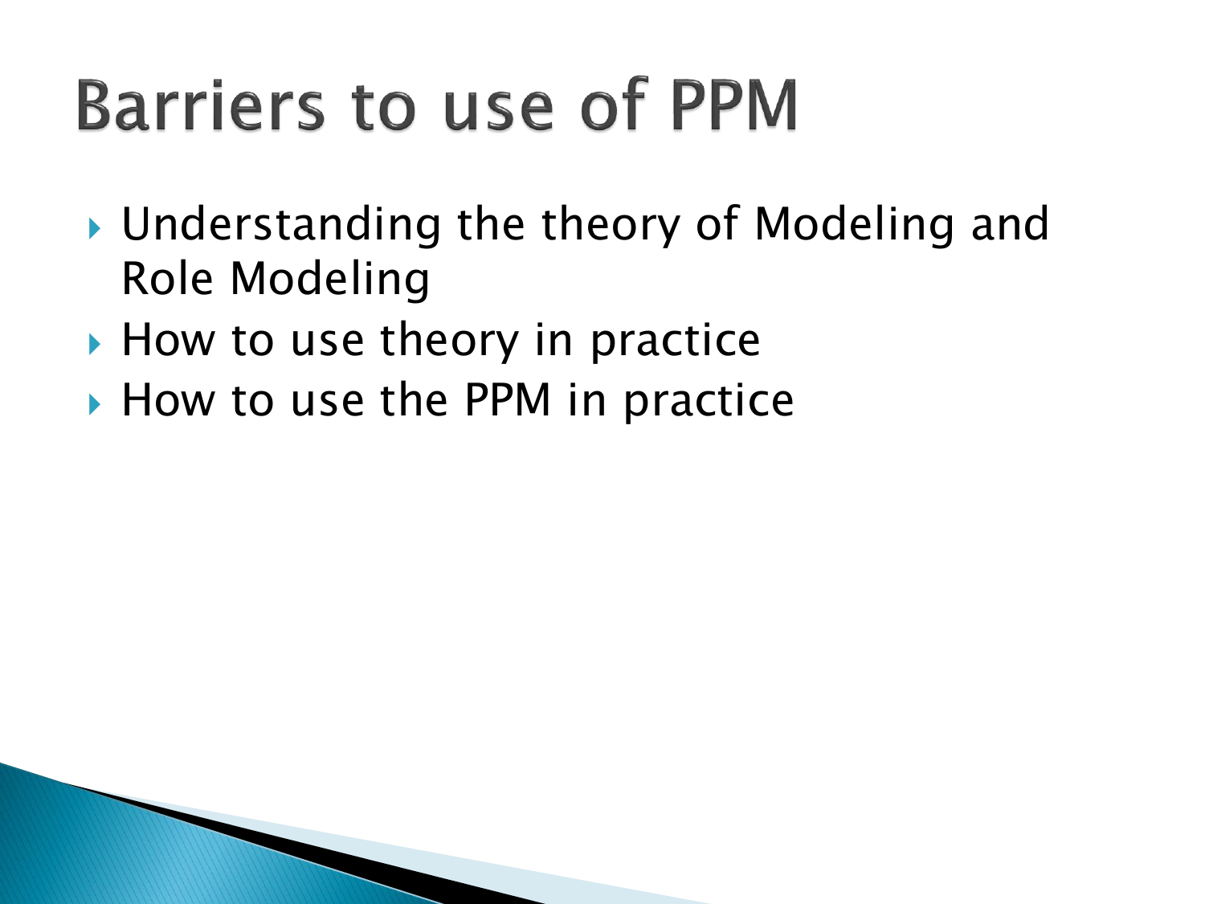# Barriers to use of PPM

- Understanding the theory of Modeling and Role Modeling
- How to use theory in practice
- How to use the PPM in practice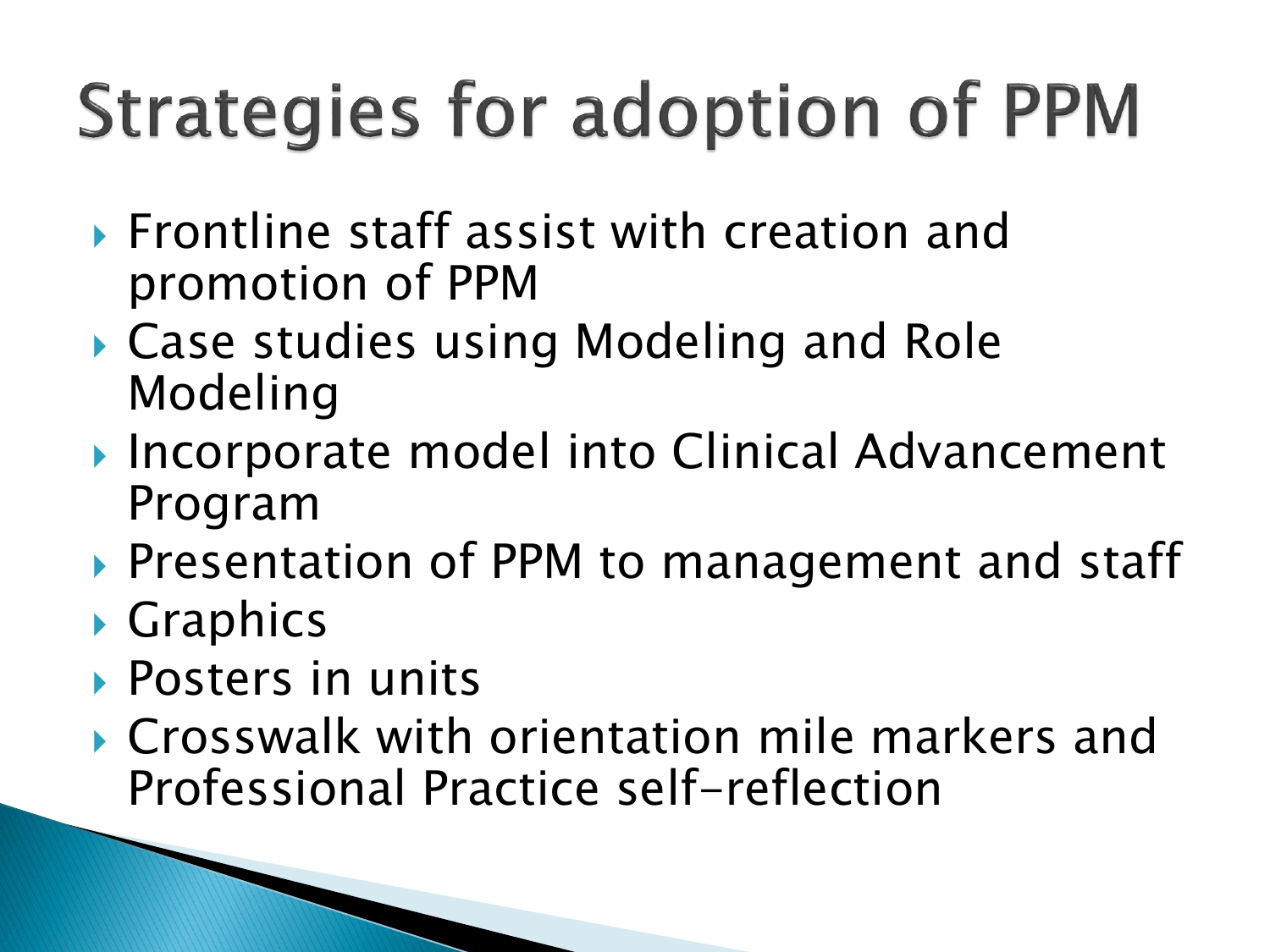# Strategies for adoption of PPM

- Frontline staff assist with creation and promotion of PPM
- Case studies using Modeling and Role Modeling
- Incorporate model into Clinical Advancement Program
- Presentation of PPM to management and staff
- Graphics
- Posters in units
- Crosswalk with orientation mile markers and Professional Practice self-reflection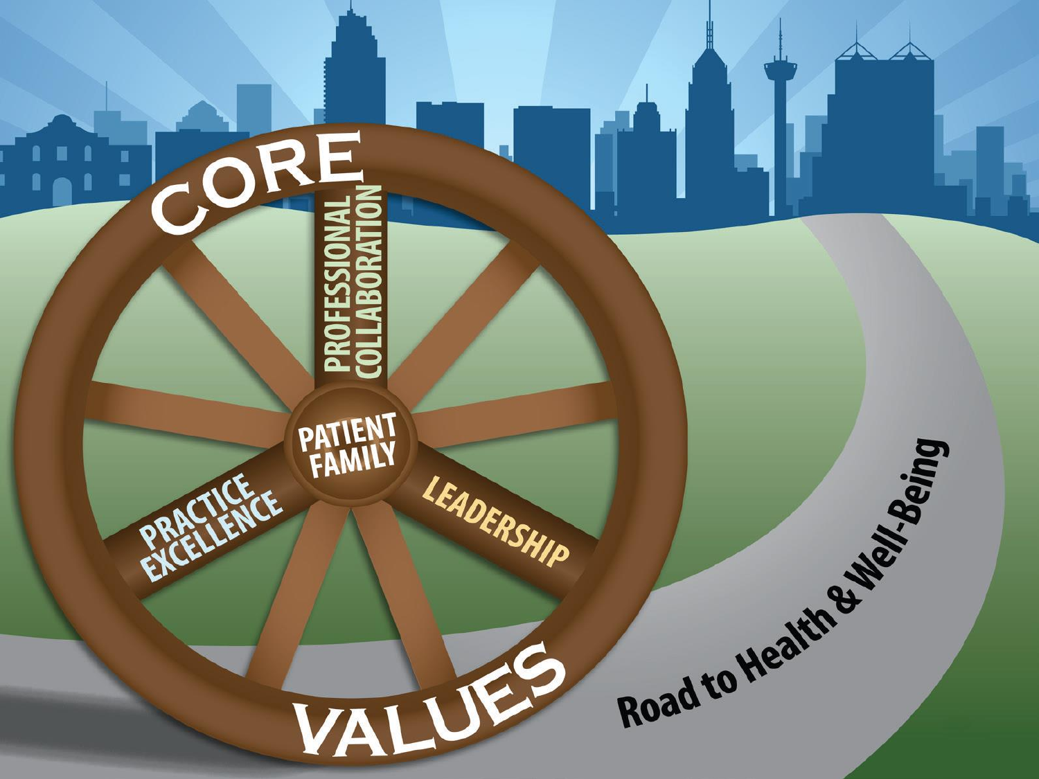CORE

PROFESSIONAL COLLABORATION

PATIENT FAMILY

PRACTICE EXCELLENCE

LEADERSHIP

VALUES

Road to Health & Well-Being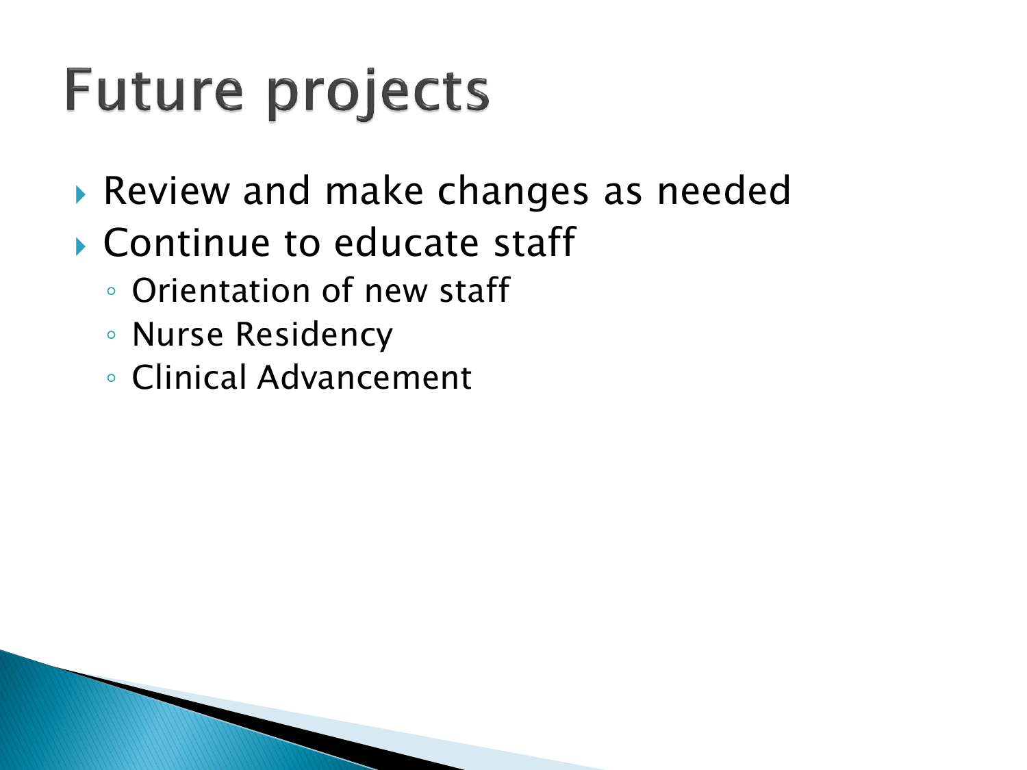# Future projects

- Review and make changes as needed
- Continue to educate staff
  - Orientation of new staff
  - Nurse Residency
  - Clinical Advancement